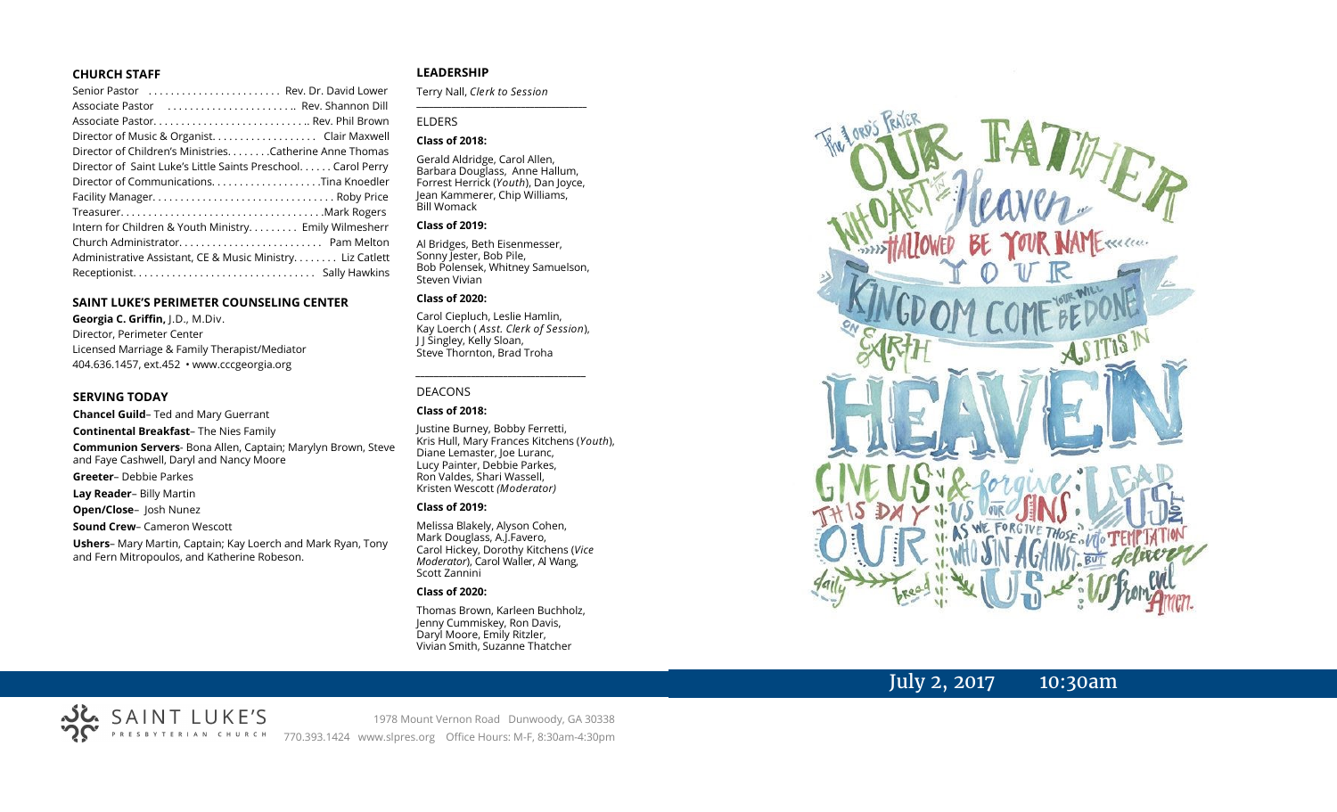## CHURCH STAFF

Senior Pastor ........................ Rev. Dr. David Lower
Associate Pastor ....................... Rev. Shannon Dill
Associate Pastor............................. Rev. Phil Brown
Director of Music & Organist.................. Clair Maxwell
Director of Children's Ministries........Catherine Anne Thomas
Director of Saint Luke's Little Saints Preschool...... Carol Perry
Director of Communications....................Tina Knoedler
Facility Manager................................. Roby Price
Treasurer.....................................Mark Rogers
Intern for Children & Youth Ministry......... Emily Wilmesherr
Church Administrator.......................... Pam Melton
Administrative Assistant, CE & Music Ministry........ Liz Catlett
Receptionist.................................. Sally Hawkins

## SAINT LUKE'S PERIMETER COUNSELING CENTER

**Georgia C. Griffin,** J.D., M.Div.
Director, Perimeter Center
Licensed Marriage & Family Therapist/Mediator
404.636.1457, ext.452 • www.cccgeorgia.org

## SERVING TODAY

**Chancel Guild**– Ted and Mary Guerrant

**Continental Breakfast**– The Nies Family

**Communion Servers**- Bona Allen, Captain; Marylyn Brown, Steve and Faye Cashwell, Daryl and Nancy Moore

**Greeter**– Debbie Parkes

**Lay Reader**– Billy Martin

**Open/Close**– Josh Nunez

**Sound Crew**– Cameron Wescott

**Ushers**– Mary Martin, Captain; Kay Loerch and Mark Ryan, Tony and Fern Mitropoulos, and Katherine Robeson.

## LEADERSHIP

Terry Nall, *Clerk to Session*

### ELDERS

**Class of 2018:**

Gerald Aldridge, Carol Allen, Barbara Douglass, Anne Hallum, Forrest Herrick (*Youth*), Dan Joyce, Jean Kammerer, Chip Williams, Bill Womack

**Class of 2019:**

Al Bridges, Beth Eisenmesser, Sonny Jester, Bob Pile, Bob Polensek, Whitney Samuelson, Steven Vivian

**Class of 2020:**

Carol Ciepluch, Leslie Hamlin, Kay Loerch ( *Asst. Clerk of Session*), J J Singley, Kelly Sloan, Steve Thornton, Brad Troha

### DEACONS

**Class of 2018:**

Justine Burney, Bobby Ferretti, Kris Hull, Mary Frances Kitchens (*Youth*), Diane Lemaster, Joe Luranc, Lucy Painter, Debbie Parkes, Ron Valdes, Shari Wassell, Kristen Wescott *(Moderator)*

**Class of 2019:**

Melissa Blakely, Alyson Cohen, Mark Douglass, A.J.Favero, Carol Hickey, Dorothy Kitchens (*Vice Moderator*), Carol Waller, Al Wang, Scott Zannini

**Class of 2020:**

Thomas Brown, Karleen Buchholz, Jenny Cummiskey, Ron Davis, Daryl Moore, Emily Ritzler, Vivian Smith, Suzanne Thatcher

The Lord's Prayer: Our Father who art in Heaven, hallowed be your name. Your kingdom come, your will be done on earth as it is in heaven. Give us this day our daily bread & forgive us our sins as we forgive those who sin against us. Lead us not into temptation but deliver us from evil. Amen.

July 2, 2017 10:30am

SAINT LUKE'S PRESBYTERIAN CHURCH

1978 Mount Vernon Road Dunwoody, GA 30338
770.393.1424 www.slpres.org Office Hours: M-F, 8:30am-4:30pm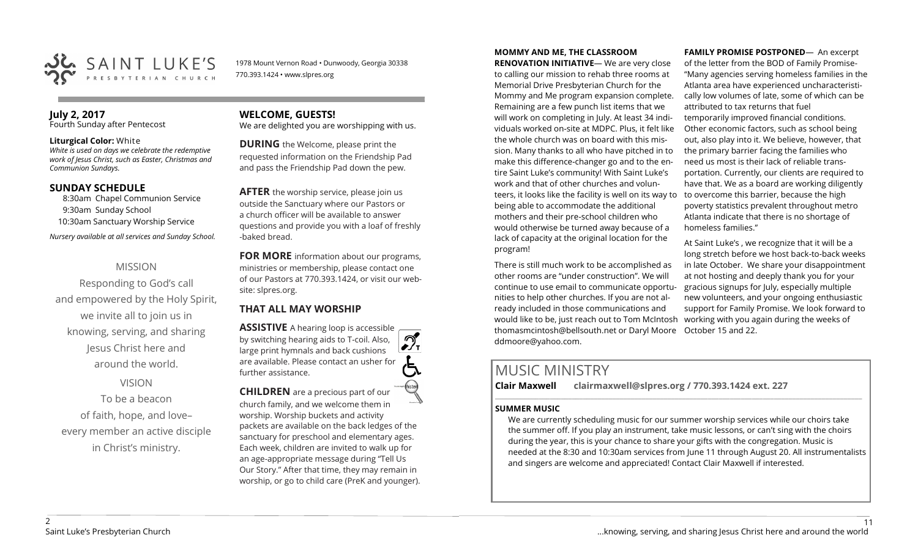SAINT LUKE'S PRESBYTERIAN CHURCH

1978 Mount Vernon Road • Dunwoody, Georgia 30338
770.393.1424 • www.slpres.org

## July 2, 2017
Fourth Sunday after Pentecost

**Liturgical Color:** White
*White is used on days we celebrate the redemptive work of Jesus Christ, such as Easter, Christmas and Communion Sundays.*

## SUNDAY SCHEDULE
8:30am Chapel Communion Service
9:30am Sunday School
10:30am Sanctuary Worship Service

*Nursery available at all services and Sunday School.*

MISSION

Responding to God's call and empowered by the Holy Spirit, we invite all to join us in knowing, serving, and sharing Jesus Christ here and around the world.

VISION

To be a beacon of faith, hope, and love– every member an active disciple in Christ's ministry.

## WELCOME, GUESTS!
We are delighted you are worshipping with us.

**DURING** the Welcome, please print the requested information on the Friendship Pad and pass the Friendship Pad down the pew.

**AFTER** the worship service, please join us outside the Sanctuary where our Pastors or a church officer will be available to answer questions and provide you with a loaf of freshly -baked bread.

**FOR MORE** information about our programs, ministries or membership, please contact one of our Pastors at 770.393.1424, or visit our website: slpres.org.

## THAT ALL MAY WORSHIP

**ASSISTIVE** A hearing loop is accessible by switching hearing aids to T-coil. Also, large print hymnals and back cushions are available. Please contact an usher for further assistance.

**CHILDREN** are a precious part of our church family, and we welcome them in worship. Worship buckets and activity packets are available on the back ledges of the sanctuary for preschool and elementary ages. Each week, children are invited to walk up for an age-appropriate message during "Tell Us Our Story." After that time, they may remain in worship, or go to child care (PreK and younger).

**MOMMY AND ME, THE CLASSROOM RENOVATION INITIATIVE**— We are very close to calling our mission to rehab three rooms at Memorial Drive Presbyterian Church for the Mommy and Me program expansion complete. Remaining are a few punch list items that we will work on completing in July. At least 34 individuals worked on-site at MDPC. Plus, it felt like the whole church was on board with this mission. Many thanks to all who have pitched in to make this difference-changer go and to the entire Saint Luke's community! With Saint Luke's work and that of other churches and volunteers, it looks like the facility is well on its way to being able to accommodate the additional mothers and their pre-school children who would otherwise be turned away because of a lack of capacity at the original location for the program!

There is still much work to be accomplished as other rooms are "under construction". We will continue to use email to communicate opportunities to help other churches. If you are not already included in those communications and would like to be, just reach out to Tom McIntosh thomasmcintosh@bellsouth.net or Daryl Moore ddmoore@yahoo.com.

**FAMILY PROMISE POSTPONED**— An excerpt of the letter from the BOD of Family Promise- "Many agencies serving homeless families in the Atlanta area have experienced uncharacteristically low volumes of late, some of which can be attributed to tax returns that fuel temporarily improved financial conditions. Other economic factors, such as school being out, also play into it. We believe, however, that the primary barrier facing the families who need us most is their lack of reliable transportation. Currently, our clients are required to have that. We as a board are working diligently to overcome this barrier, because the high poverty statistics prevalent throughout metro Atlanta indicate that there is no shortage of homeless families."

At Saint Luke's , we recognize that it will be a long stretch before we host back-to-back weeks in late October. We share your disappointment at not hosting and deeply thank you for your gracious signups for July, especially multiple new volunteers, and your ongoing enthusiastic support for Family Promise. We look forward to working with you again during the weeks of October 15 and 22.

# MUSIC MINISTRY
**Clair Maxwell clairmaxwell@slpres.org / 770.393.1424 ext. 227**

### SUMMER MUSIC
We are currently scheduling music for our summer worship services while our choirs take the summer off. If you play an instrument, take music lessons, or can't sing with the choirs during the year, this is your chance to share your gifts with the congregation. Music is needed at the 8:30 and 10:30am services from June 11 through August 20. All instrumentalists and singers are welcome and appreciated! Contact Clair Maxwell if interested.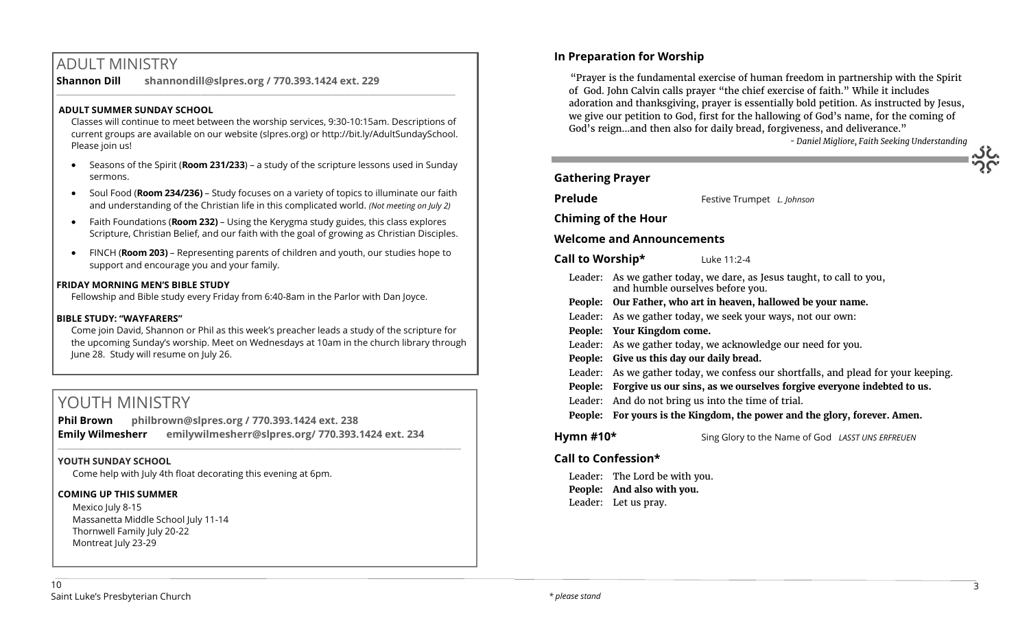## ADULT MINISTRY

**Shannon Dill** **shannondill@slpres.org / 770.393.1424 ext. 229**

### ADULT SUMMER SUNDAY SCHOOL

Classes will continue to meet between the worship services, 9:30-10:15am. Descriptions of current groups are available on our website (slpres.org) or http://bit.ly/AdultSundaySchool. Please join us!

- Seasons of the Spirit (**Room 231/233**) – a study of the scripture lessons used in Sunday sermons.
- Soul Food (**Room 234/236)** – Study focuses on a variety of topics to illuminate our faith and understanding of the Christian life in this complicated world. *(Not meeting on July 2)*
- Faith Foundations (**Room 232)** – Using the Kerygma study guides, this class explores Scripture, Christian Belief, and our faith with the goal of growing as Christian Disciples.
- FINCH (**Room 203)** – Representing parents of children and youth, our studies hope to support and encourage you and your family.

### FRIDAY MORNING MEN'S BIBLE STUDY

Fellowship and Bible study every Friday from 6:40-8am in the Parlor with Dan Joyce.

### BIBLE STUDY: "WAYFARERS"

Come join David, Shannon or Phil as this week's preacher leads a study of the scripture for the upcoming Sunday's worship. Meet on Wednesdays at 10am in the church library through June 28. Study will resume on July 26.

## YOUTH MINISTRY

**Phil Brown** **philbrown@slpres.org / 770.393.1424 ext. 238**
**Emily Wilmesherr** **emilywilmesherr@slpres.org/ 770.393.1424 ext. 234**

### YOUTH SUNDAY SCHOOL

Come help with July 4th float decorating this evening at 6pm.

### COMING UP THIS SUMMER

Mexico July 8-15
Massanetta Middle School July 11-14
Thornwell Family July 20-22
Montreat July 23-29

### In Preparation for Worship

"Prayer is the fundamental exercise of human freedom in partnership with the Spirit of God. John Calvin calls prayer "the chief exercise of faith." While it includes adoration and thanksgiving, prayer is essentially bold petition. As instructed by Jesus, we give our petition to God, first for the hallowing of God's name, for the coming of God's reign…and then also for daily bread, forgiveness, and deliverance."

*- Daniel Migliore, Faith Seeking Understanding*

### Gathering Prayer

**Prelude** Festive Trumpet *L. Johnson*

**Chiming of the Hour**

**Welcome and Announcements**

**Call to Worship*** Luke 11:2-4

Leader: As we gather today, we dare, as Jesus taught, to call to you, and humble ourselves before you.
**People: Our Father, who art in heaven, hallowed be your name.**
Leader: As we gather today, we seek your ways, not our own:
**People: Your Kingdom come.**
Leader: As we gather today, we acknowledge our need for you.
**People: Give us this day our daily bread.**
Leader: As we gather today, we confess our shortfalls, and plead for your keeping.
**People: Forgive us our sins, as we ourselves forgive everyone indebted to us.**
Leader: And do not bring us into the time of trial.
**People: For yours is the Kingdom, the power and the glory, forever. Amen.**

**Hymn #10*** Sing Glory to the Name of God *LASST UNS ERFREUEN*

**Call to Confession***

Leader: The Lord be with you.
**People: And also with you.**
Leader: Let us pray.

*\* please stand*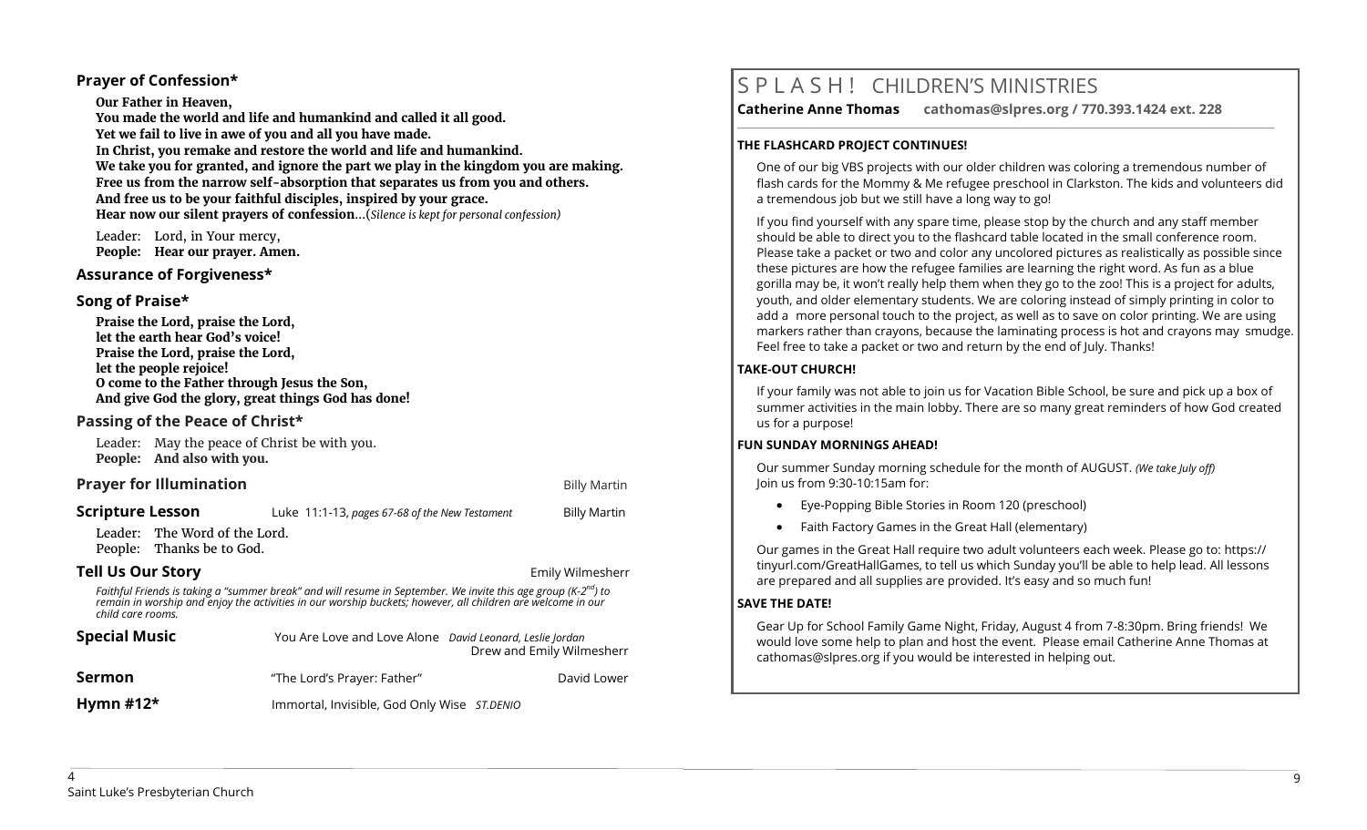### Prayer of Confession*

**Our Father in Heaven,**
**You made the world and life and humankind and called it all good.**
**Yet we fail to live in awe of you and all you have made.**
**In Christ, you remake and restore the world and life and humankind.**
**We take you for granted, and ignore the part we play in the kingdom you are making.**
**Free us from the narrow self-absorption that separates us from you and others.**
**And free us to be your faithful disciples, inspired by your grace.**
**Hear now our silent prayers of confession**…(*Silence is kept for personal confession)*

Leader: Lord, in Your mercy,
**People: Hear our prayer. Amen.**

### Assurance of Forgiveness*

### Song of Praise*

**Praise the Lord, praise the Lord,**
**let the earth hear God's voice!**
**Praise the Lord, praise the Lord,**
**let the people rejoice!**
**O come to the Father through Jesus the Son,**
**And give God the glory, great things God has done!**

### Passing of the Peace of Christ*

Leader: May the peace of Christ be with you.
**People: And also with you.**

**Prayer for Illumination** — Billy Martin

**Scripture Lesson** — Luke 11:1-13, *pages 67-68 of the New Testament* — Billy Martin

Leader: The Word of the Lord.
People: Thanks be to God.

**Tell Us Our Story** — Emily Wilmesherr

*Faithful Friends is taking a "summer break" and will resume in September. We invite this age group (K-2nd) to remain in worship and enjoy the activities in our worship buckets; however, all children are welcome in our child care rooms.*

**Special Music** — You Are Love and Love Alone *David Leonard, Leslie Jordan* — Drew and Emily Wilmesherr

**Sermon** — "The Lord's Prayer: Father" — David Lower

**Hymn #12*** — Immortal, Invisible, God Only Wise *ST.DENIO*

## S P L A S H ! CHILDREN'S MINISTRIES

**Catherine Anne Thomas cathomas@slpres.org / 770.393.1424 ext. 228**

#### THE FLASHCARD PROJECT CONTINUES!

One of our big VBS projects with our older children was coloring a tremendous number of flash cards for the Mommy & Me refugee preschool in Clarkston. The kids and volunteers did a tremendous job but we still have a long way to go!

If you find yourself with any spare time, please stop by the church and any staff member should be able to direct you to the flashcard table located in the small conference room. Please take a packet or two and color any uncolored pictures as realistically as possible since these pictures are how the refugee families are learning the right word. As fun as a blue gorilla may be, it won't really help them when they go to the zoo! This is a project for adults, youth, and older elementary students. We are coloring instead of simply printing in color to add a more personal touch to the project, as well as to save on color printing. We are using markers rather than crayons, because the laminating process is hot and crayons may smudge. Feel free to take a packet or two and return by the end of July. Thanks!

#### TAKE-OUT CHURCH!

If your family was not able to join us for Vacation Bible School, be sure and pick up a box of summer activities in the main lobby. There are so many great reminders of how God created us for a purpose!

#### FUN SUNDAY MORNINGS AHEAD!

Our summer Sunday morning schedule for the month of AUGUST. *(We take July off)*
Join us from 9:30-10:15am for:

- Eye-Popping Bible Stories in Room 120 (preschool)
- Faith Factory Games in the Great Hall (elementary)

Our games in the Great Hall require two adult volunteers each week. Please go to: https://tinyurl.com/GreatHallGames, to tell us which Sunday you'll be able to help lead. All lessons are prepared and all supplies are provided. It's easy and so much fun!

#### SAVE THE DATE!

Gear Up for School Family Game Night, Friday, August 4 from 7-8:30pm. Bring friends! We would love some help to plan and host the event. Please email Catherine Anne Thomas at cathomas@slpres.org if you would be interested in helping out.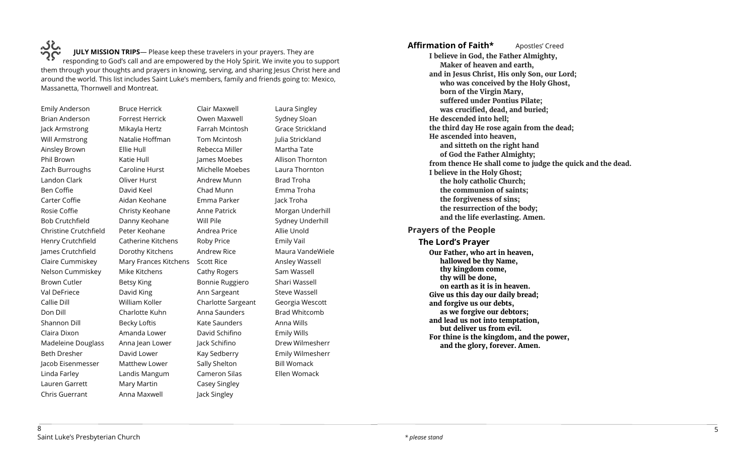**JULY MISSION TRIPS**— Please keep these travelers in your prayers. They are responding to God's call and are empowered by the Holy Spirit. We invite you to support them through your thoughts and prayers in knowing, serving, and sharing Jesus Christ here and around the world. This list includes Saint Luke's members, family and friends going to: Mexico, Massanetta, Thornwell and Montreat.

Emily Anderson
Brian Anderson
Jack Armstrong
Will Armstrong
Ainsley Brown
Phil Brown
Zach Burroughs
Landon Clark
Ben Coffie
Carter Coffie
Rosie Coffie
Bob Crutchfield
Christine Crutchfield
Henry Crutchfield
James Crutchfield
Claire Cummiskey
Nelson Cummiskey
Brown Cutler
Val DeFriece
Callie Dill
Don Dill
Shannon Dill
Claira Dixon
Madeleine Douglass
Beth Dresher
Jacob Eisenmesser
Linda Farley
Lauren Garrett
Chris Guerrant
Bruce Herrick
Forrest Herrick
Mikayla Hertz
Natalie Hoffman
Ellie Hull
Katie Hull
Caroline Hurst
Oliver Hurst
David Keel
Aidan Keohane
Christy Keohane
Danny Keohane
Peter Keohane
Catherine Kitchens
Dorothy Kitchens
Mary Frances Kitchens
Mike Kitchens
Betsy King
David King
William Koller
Charlotte Kuhn
Becky Loftis
Amanda Lower
Anna Jean Lower
David Lower
Matthew Lower
Landis Mangum
Mary Martin
Anna Maxwell
Clair Maxwell
Owen Maxwell
Farrah Mcintosh
Tom Mcintosh
Rebecca Miller
James Moebes
Michelle Moebes
Andrew Munn
Chad Munn
Emma Parker
Anne Patrick
Will Pile
Andrea Price
Roby Price
Andrew Rice
Scott Rice
Cathy Rogers
Bonnie Ruggiero
Ann Sargeant
Charlotte Sargeant
Anna Saunders
Kate Saunders
David Schifino
Jack Schifino
Kay Sedberry
Sally Shelton
Cameron Silas
Casey Singley
Jack Singley
Laura Singley
Sydney Sloan
Grace Strickland
Julia Strickland
Martha Tate
Allison Thornton
Laura Thornton
Brad Troha
Emma Troha
Jack Troha
Morgan Underhill
Sydney Underhill
Allie Unold
Emily Vail
Maura VandeWiele
Ansley Wassell
Sam Wassell
Shari Wassell
Steve Wassell
Georgia Wescott
Brad Whitcomb
Anna Wills
Emily Wills
Drew Wilmesherr
Emily Wilmesherr
Bill Womack
Ellen Womack

**Affirmation of Faith*** Apostles' Creed

**I believe in God, the Father Almighty,**
**Maker of heaven and earth,**
**and in Jesus Christ, His only Son, our Lord;**
**who was conceived by the Holy Ghost,**
**born of the Virgin Mary,**
**suffered under Pontius Pilate;**
**was crucified, dead, and buried;**
**He descended into hell;**
**the third day He rose again from the dead;**
**He ascended into heaven,**
**and sitteth on the right hand**
**of God the Father Almighty;**
**from thence He shall come to judge the quick and the dead.**
**I believe in the Holy Ghost;**
**the holy catholic Church;**
**the communion of saints;**
**the forgiveness of sins;**
**the resurrection of the body;**
**and the life everlasting. Amen.**

**Prayers of the People**

**The Lord's Prayer**

**Our Father, who art in heaven,**
**hallowed be thy Name,**
**thy kingdom come,**
**thy will be done,**
**on earth as it is in heaven.**
**Give us this day our daily bread;**
**and forgive us our debts,**
**as we forgive our debtors;**
**and lead us not into temptation,**
**but deliver us from evil.**
**For thine is the kingdom, and the power,**
**and the glory, forever. Amen.**

*\* please stand*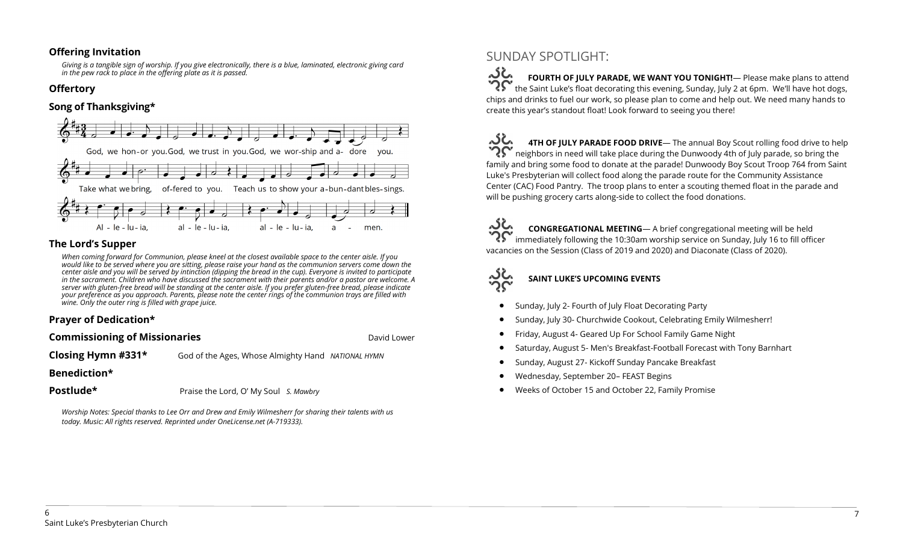### Offering Invitation

*Giving is a tangible sign of worship. If you give electronically, there is a blue, laminated, electronic giving card in the pew rack to place in the offering plate as it is passed.*

### Offertory

### Song of Thanksgiving*

God, we hon-or you. God, we trust in you. God, we wor-ship and a- dore you.

Take what we bring, of-fered to you. Teach us to show your a-bun-dant bles-sings.

Al - le - lu - ia, al - le - lu - ia, al - le - lu - ia, a - men.

### The Lord's Supper

*When coming forward for Communion, please kneel at the closest available space to the center aisle. If you would like to be served where you are sitting, please raise your hand as the communion servers come down the center aisle and you will be served by intinction (dipping the bread in the cup). Everyone is invited to participate in the sacrament. Children who have discussed the sacrament with their parents and/or a pastor are welcome. A server with gluten-free bread will be standing at the center aisle. If you prefer gluten-free bread, please indicate your preference as you approach. Parents, please note the center rings of the communion trays are filled with wine. Only the outer ring is filled with grape juice.*

### Prayer of Dedication*

**Commissioning of Missionaries** David Lower

**Closing Hymn #331*** God of the Ages, Whose Almighty Hand *NATIONAL HYMN*

### Benediction*

**Postlude*** Praise the Lord, O' My Soul *S. Mawbry*

*Worship Notes: Special thanks to Lee Orr and Drew and Emily Wilmesherr for sharing their talents with us today. Music: All rights reserved. Reprinted under OneLicense.net (A-719333).*

## SUNDAY SPOTLIGHT:

**FOURTH OF JULY PARADE, WE WANT YOU TONIGHT!**— Please make plans to attend the Saint Luke's float decorating this evening, Sunday, July 2 at 6pm. We'll have hot dogs, chips and drinks to fuel our work, so please plan to come and help out. We need many hands to create this year's standout float! Look forward to seeing you there!

**4TH OF JULY PARADE FOOD DRIVE**— The annual Boy Scout rolling food drive to help neighbors in need will take place during the Dunwoody 4th of July parade, so bring the family and bring some food to donate at the parade! Dunwoody Boy Scout Troop 764 from Saint Luke's Presbyterian will collect food along the parade route for the Community Assistance Center (CAC) Food Pantry. The troop plans to enter a scouting themed float in the parade and will be pushing grocery carts along-side to collect the food donations.

**CONGREGATIONAL MEETING**— A brief congregational meeting will be held immediately following the 10:30am worship service on Sunday, July 16 to fill officer vacancies on the Session (Class of 2019 and 2020) and Diaconate (Class of 2020).

**SAINT LUKE'S UPCOMING EVENTS**

- Sunday, July 2- Fourth of July Float Decorating Party
- Sunday, July 30- Churchwide Cookout, Celebrating Emily Wilmesherr!
- Friday, August 4- Geared Up For School Family Game Night
- Saturday, August 5- Men's Breakfast-Football Forecast with Tony Barnhart
- Sunday, August 27- Kickoff Sunday Pancake Breakfast
- Wednesday, September 20– FEAST Begins
- Weeks of October 15 and October 22, Family Promise